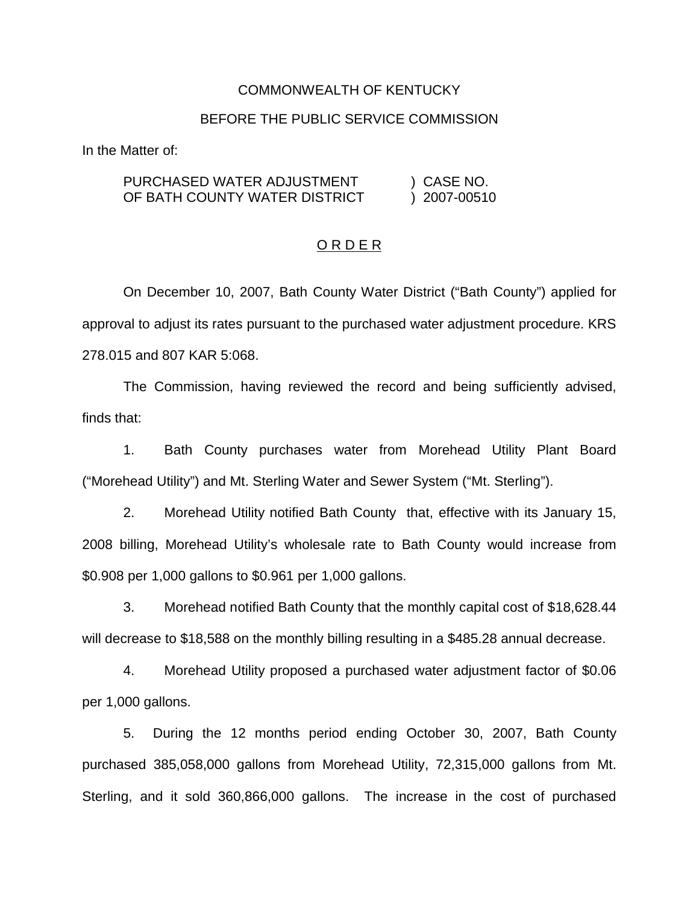COMMONWEALTH OF KENTUCKY

BEFORE THE PUBLIC SERVICE COMMISSION

In the Matter of:

| | |
|---|---|
| PURCHASED WATER ADJUSTMENT OF BATH COUNTY WATER DISTRICT | ) CASE NO. ) 2007-00510 |

O R D E R

On December 10, 2007, Bath County Water District ("Bath County") applied for approval to adjust its rates pursuant to the purchased water adjustment procedure. KRS 278.015 and 807 KAR 5:068.

The Commission, having reviewed the record and being sufficiently advised, finds that:

1. Bath County purchases water from Morehead Utility Plant Board ("Morehead Utility") and Mt. Sterling Water and Sewer System ("Mt. Sterling").

2. Morehead Utility notified Bath County that, effective with its January 15, 2008 billing, Morehead Utility's wholesale rate to Bath County would increase from $0.908 per 1,000 gallons to $0.961 per 1,000 gallons.

3. Morehead notified Bath County that the monthly capital cost of $18,628.44 will decrease to $18,588 on the monthly billing resulting in a $485.28 annual decrease.

4. Morehead Utility proposed a purchased water adjustment factor of $0.06 per 1,000 gallons.

5. During the 12 months period ending October 30, 2007, Bath County purchased 385,058,000 gallons from Morehead Utility, 72,315,000 gallons from Mt. Sterling, and it sold 360,866,000 gallons. The increase in the cost of purchased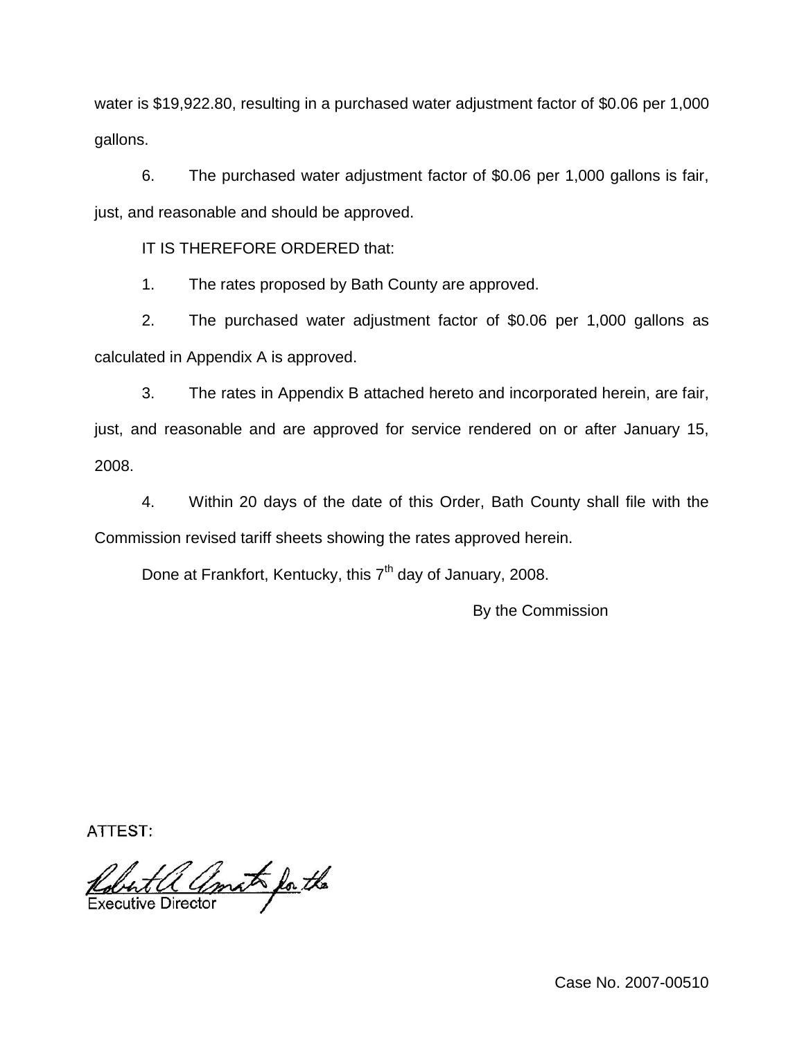water is $19,922.80, resulting in a purchased water adjustment factor of $0.06 per 1,000 gallons.

6. The purchased water adjustment factor of $0.06 per 1,000 gallons is fair, just, and reasonable and should be approved.

IT IS THEREFORE ORDERED that:

1. The rates proposed by Bath County are approved.

2. The purchased water adjustment factor of $0.06 per 1,000 gallons as calculated in Appendix A is approved.

3. The rates in Appendix B attached hereto and incorporated herein, are fair, just, and reasonable and are approved for service rendered on or after January 15, 2008.

4. Within 20 days of the date of this Order, Bath County shall file with the Commission revised tariff sheets showing the rates approved herein.

Done at Frankfort, Kentucky, this 7th day of January, 2008.

By the Commission

ATTEST:

Robert A. Amato for the
Executive Director

Case No. 2007-00510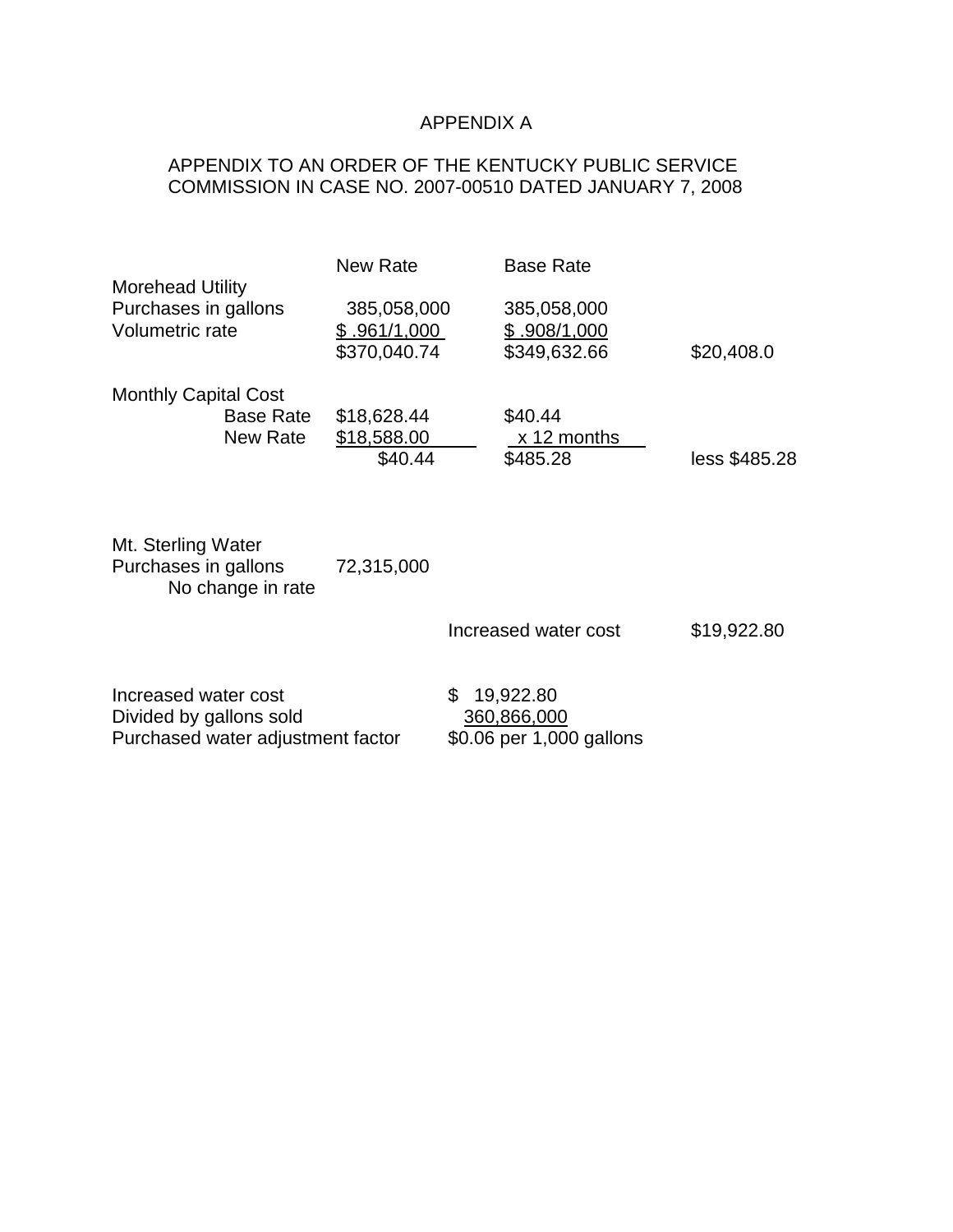# APPENDIX A

## APPENDIX TO AN ORDER OF THE KENTUCKY PUBLIC SERVICE COMMISSION IN CASE NO. 2007-00510 DATED JANUARY 7, 2008

| | New Rate | Base Rate | |
|---|---|---|---|
| Morehead Utility | | | |
| Purchases in gallons | 385,058,000 | 385,058,000 | |
| Volumetric rate | $ .961/1,000 | $ .908/1,000 | |
| | $370,040.74 | $349,632.66 | $20,408.0 |
| Monthly Capital Cost | | | |
| Base Rate | $18,628.44 | $40.44 | |
| New Rate | $18,588.00 | x 12 months | |
| | $40.44 | $485.28 | less $485.28 |
| Mt. Sterling Water | | | |
| Purchases in gallons | 72,315,000 | | |
| No change in rate | | | |
| | | Increased water cost | $19,922.80 |

| | |
|---|---|
| Increased water cost | $ 19,922.80 |
| Divided by gallons sold | 360,866,000 |
| Purchased water adjustment factor | $0.06 per 1,000 gallons |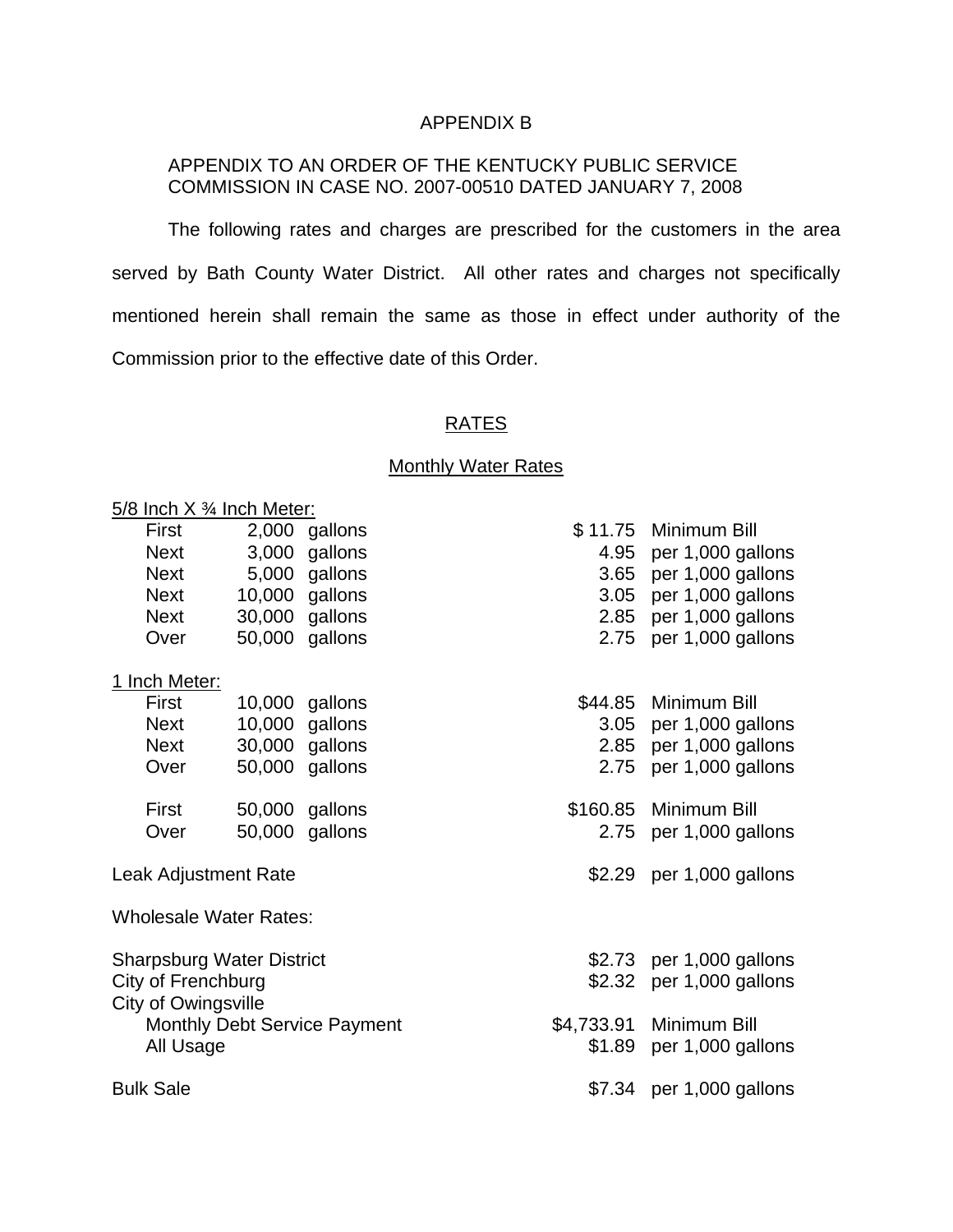# APPENDIX B

APPENDIX TO AN ORDER OF THE KENTUCKY PUBLIC SERVICE COMMISSION IN CASE NO. 2007-00510 DATED JANUARY 7, 2008

The following rates and charges are prescribed for the customers in the area served by Bath County Water District. All other rates and charges not specifically mentioned herein shall remain the same as those in effect under authority of the Commission prior to the effective date of this Order.

## RATES

### Monthly Water Rates

| | | | | |
|---|---|---|---|---|
| 5/8 Inch X ¾ Inch Meter: | | | | |
| First | 2,000 | gallons | $ 11.75 | Minimum Bill |
| Next | 3,000 | gallons | 4.95 | per 1,000 gallons |
| Next | 5,000 | gallons | 3.65 | per 1,000 gallons |
| Next | 10,000 | gallons | 3.05 | per 1,000 gallons |
| Next | 30,000 | gallons | 2.85 | per 1,000 gallons |
| Over | 50,000 | gallons | 2.75 | per 1,000 gallons |
| 1 Inch Meter: | | | | |
| First | 10,000 | gallons | $44.85 | Minimum Bill |
| Next | 10,000 | gallons | 3.05 | per 1,000 gallons |
| Next | 30,000 | gallons | 2.85 | per 1,000 gallons |
| Over | 50,000 | gallons | 2.75 | per 1,000 gallons |
| First | 50,000 | gallons | $160.85 | Minimum Bill |
| Over | 50,000 | gallons | 2.75 | per 1,000 gallons |
| Leak Adjustment Rate | | | $2.29 | per 1,000 gallons |
| Wholesale Water Rates: | | | | |
| Sharpsburg Water District | | | $2.73 | per 1,000 gallons |
| City of Frenchburg | | | $2.32 | per 1,000 gallons |
| City of Owingsville | | | | |
| Monthly Debt Service Payment | | | $4,733.91 | Minimum Bill |
| All Usage | | | $1.89 | per 1,000 gallons |
| Bulk Sale | | | $7.34 | per 1,000 gallons |